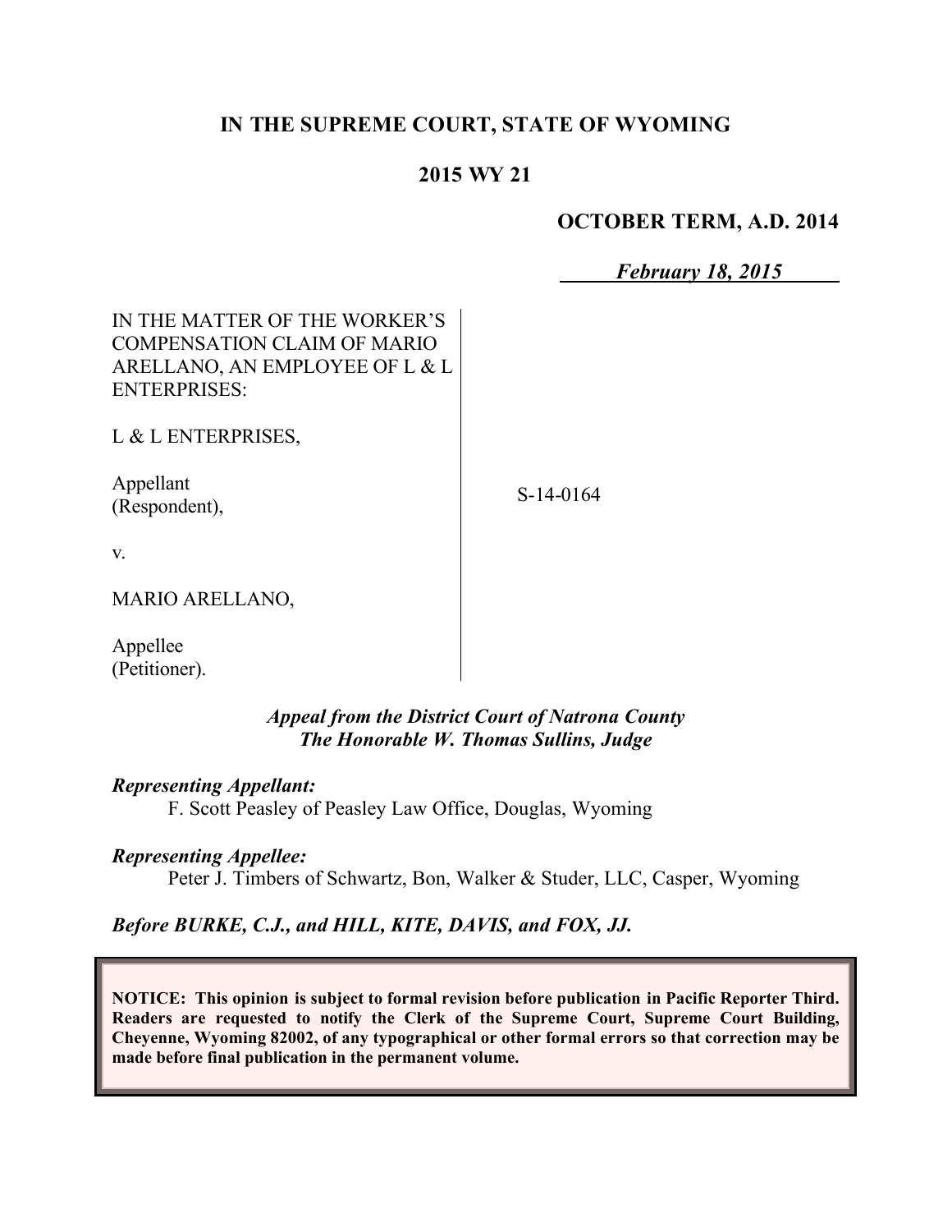**IN THE SUPREME COURT, STATE OF WYOMING**

**2015 WY 21**

**OCTOBER TERM, A.D. 2014**

***February 18, 2015***

IN THE MATTER OF THE WORKER'S COMPENSATION CLAIM OF MARIO ARELLANO, AN EMPLOYEE OF L & L ENTERPRISES:

L & L ENTERPRISES,

Appellant
(Respondent),

v.

MARIO ARELLANO,

Appellee
(Petitioner).

S-14-0164

***Appeal from the District Court of Natrona County***
***The Honorable W. Thomas Sullins, Judge***

***Representing Appellant:***
F. Scott Peasley of Peasley Law Office, Douglas, Wyoming

***Representing Appellee:***
Peter J. Timbers of Schwartz, Bon, Walker & Studer, LLC, Casper, Wyoming

***Before BURKE, C.J., and HILL, KITE, DAVIS, and FOX, JJ.***

**NOTICE: This opinion is subject to formal revision before publication in Pacific Reporter Third. Readers are requested to notify the Clerk of the Supreme Court, Supreme Court Building, Cheyenne, Wyoming 82002, of any typographical or other formal errors so that correction may be made before final publication in the permanent volume.**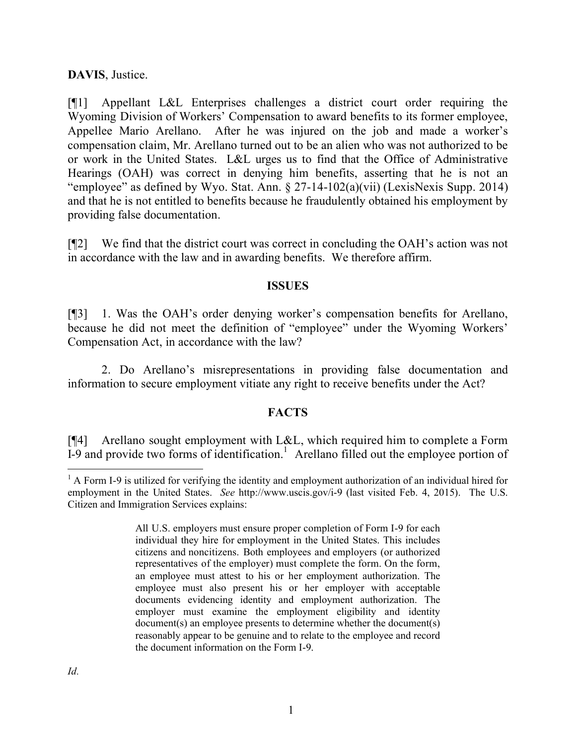**DAVIS**, Justice.

[¶1] Appellant L&L Enterprises challenges a district court order requiring the Wyoming Division of Workers' Compensation to award benefits to its former employee, Appellee Mario Arellano. After he was injured on the job and made a worker's compensation claim, Mr. Arellano turned out to be an alien who was not authorized to be or work in the United States. L&L urges us to find that the Office of Administrative Hearings (OAH) was correct in denying him benefits, asserting that he is not an "employee" as defined by Wyo. Stat. Ann. § 27-14-102(a)(vii) (LexisNexis Supp. 2014) and that he is not entitled to benefits because he fraudulently obtained his employment by providing false documentation.

[¶2] We find that the district court was correct in concluding the OAH's action was not in accordance with the law and in awarding benefits. We therefore affirm.

## ISSUES

[¶3] 1. Was the OAH's order denying worker's compensation benefits for Arellano, because he did not meet the definition of "employee" under the Wyoming Workers' Compensation Act, in accordance with the law?

2. Do Arellano's misrepresentations in providing false documentation and information to secure employment vitiate any right to receive benefits under the Act?

## FACTS

[¶4] Arellano sought employment with L&L, which required him to complete a Form I-9 and provide two forms of identification.[1] Arellano filled out the employee portion of

---

[1] A Form I-9 is utilized for verifying the identity and employment authorization of an individual hired for employment in the United States. *See* http://www.uscis.gov/i-9 (last visited Feb. 4, 2015). The U.S. Citizen and Immigration Services explains:

> All U.S. employers must ensure proper completion of Form I-9 for each individual they hire for employment in the United States. This includes citizens and noncitizens. Both employees and employers (or authorized representatives of the employer) must complete the form. On the form, an employee must attest to his or her employment authorization. The employee must also present his or her employer with acceptable documents evidencing identity and employment authorization. The employer must examine the employment eligibility and identity document(s) an employee presents to determine whether the document(s) reasonably appear to be genuine and to relate to the employee and record the document information on the Form I-9.

*Id.*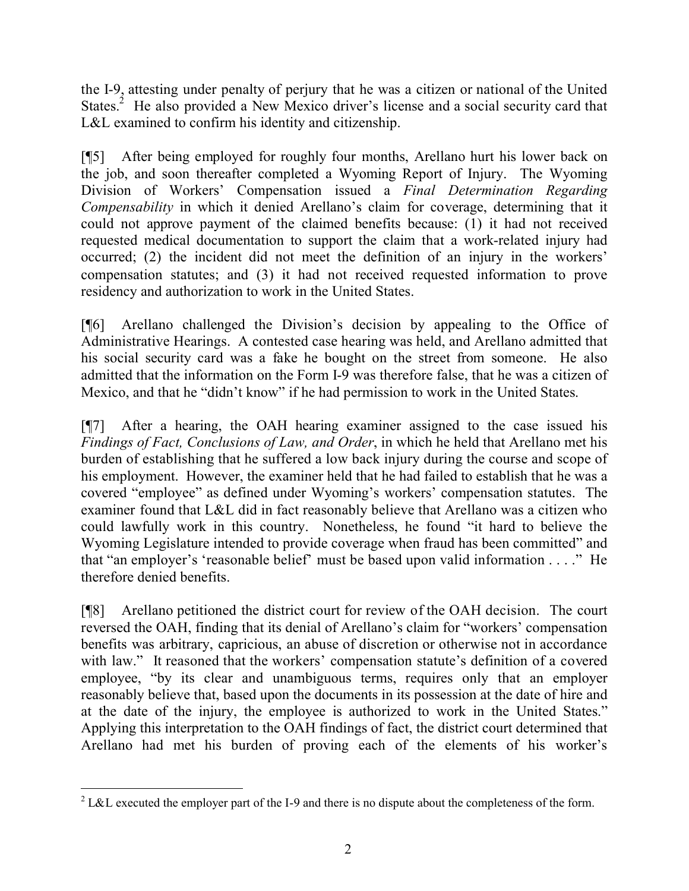the I-9, attesting under penalty of perjury that he was a citizen or national of the United States.[2] He also provided a New Mexico driver's license and a social security card that L&L examined to confirm his identity and citizenship.

[¶5] After being employed for roughly four months, Arellano hurt his lower back on the job, and soon thereafter completed a Wyoming Report of Injury. The Wyoming Division of Workers' Compensation issued a *Final Determination Regarding Compensability* in which it denied Arellano's claim for coverage, determining that it could not approve payment of the claimed benefits because: (1) it had not received requested medical documentation to support the claim that a work-related injury had occurred; (2) the incident did not meet the definition of an injury in the workers' compensation statutes; and (3) it had not received requested information to prove residency and authorization to work in the United States.

[¶6] Arellano challenged the Division's decision by appealing to the Office of Administrative Hearings. A contested case hearing was held, and Arellano admitted that his social security card was a fake he bought on the street from someone. He also admitted that the information on the Form I-9 was therefore false, that he was a citizen of Mexico, and that he "didn't know" if he had permission to work in the United States.

[¶7] After a hearing, the OAH hearing examiner assigned to the case issued his *Findings of Fact, Conclusions of Law, and Order*, in which he held that Arellano met his burden of establishing that he suffered a low back injury during the course and scope of his employment. However, the examiner held that he had failed to establish that he was a covered "employee" as defined under Wyoming's workers' compensation statutes. The examiner found that L&L did in fact reasonably believe that Arellano was a citizen who could lawfully work in this country. Nonetheless, he found "it hard to believe the Wyoming Legislature intended to provide coverage when fraud has been committed" and that "an employer's 'reasonable belief' must be based upon valid information . . . ." He therefore denied benefits.

[¶8] Arellano petitioned the district court for review of the OAH decision. The court reversed the OAH, finding that its denial of Arellano's claim for "workers' compensation benefits was arbitrary, capricious, an abuse of discretion or otherwise not in accordance with law." It reasoned that the workers' compensation statute's definition of a covered employee, "by its clear and unambiguous terms, requires only that an employer reasonably believe that, based upon the documents in its possession at the date of hire and at the date of the injury, the employee is authorized to work in the United States." Applying this interpretation to the OAH findings of fact, the district court determined that Arellano had met his burden of proving each of the elements of his worker's

---

[2] L&L executed the employer part of the I-9 and there is no dispute about the completeness of the form.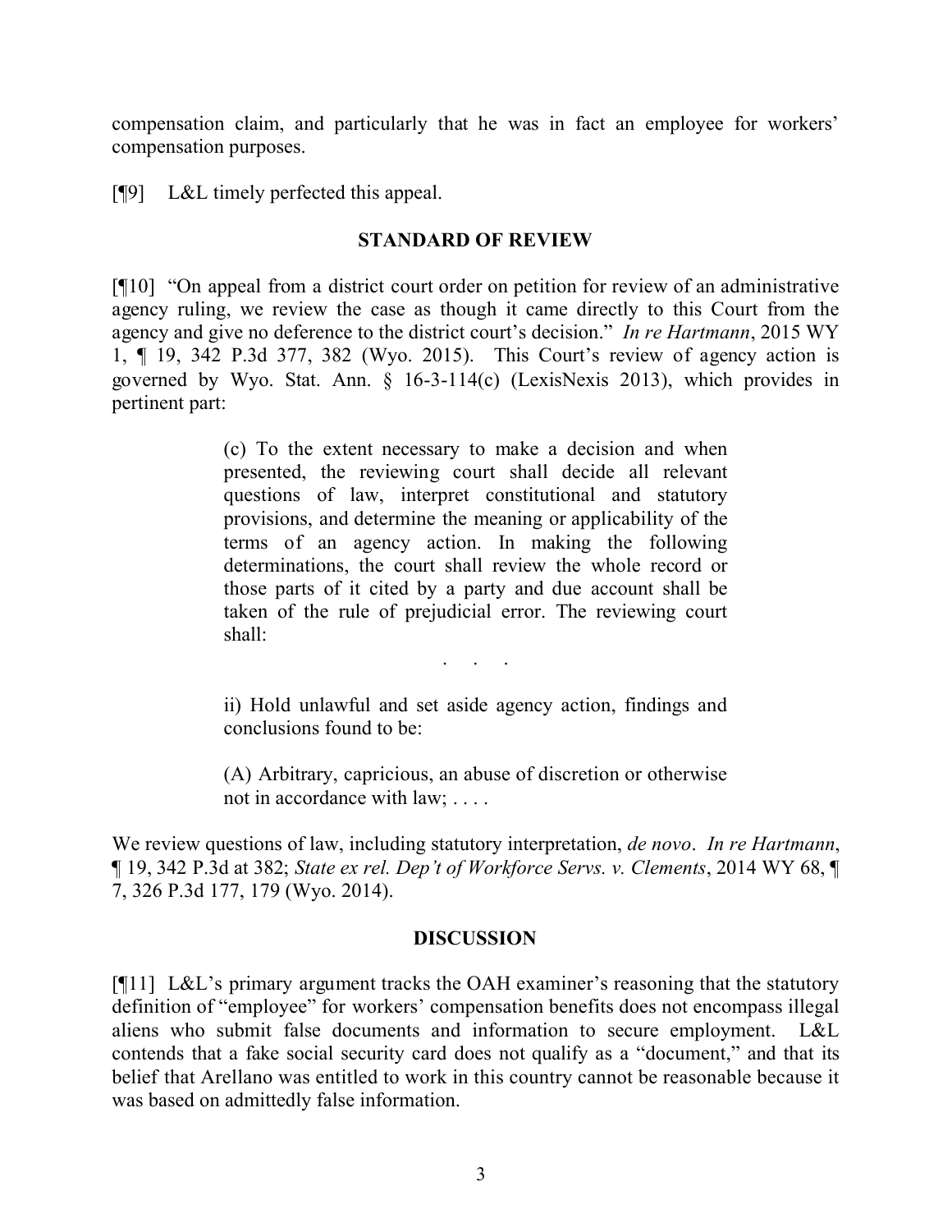compensation claim, and particularly that he was in fact an employee for workers' compensation purposes.

[¶9] L&L timely perfected this appeal.

## STANDARD OF REVIEW

[¶10] "On appeal from a district court order on petition for review of an administrative agency ruling, we review the case as though it came directly to this Court from the agency and give no deference to the district court's decision." *In re Hartmann*, 2015 WY 1, ¶ 19, 342 P.3d 377, 382 (Wyo. 2015). This Court's review of agency action is governed by Wyo. Stat. Ann. § 16-3-114(c) (LexisNexis 2013), which provides in pertinent part:

> (c) To the extent necessary to make a decision and when presented, the reviewing court shall decide all relevant questions of law, interpret constitutional and statutory provisions, and determine the meaning or applicability of the terms of an agency action. In making the following determinations, the court shall review the whole record or those parts of it cited by a party and due account shall be taken of the rule of prejudicial error. The reviewing court shall:
>
> . . .
>
> ii) Hold unlawful and set aside agency action, findings and conclusions found to be:
>
> (A) Arbitrary, capricious, an abuse of discretion or otherwise not in accordance with law; . . . .

We review questions of law, including statutory interpretation, *de novo*. *In re Hartmann*, ¶ 19, 342 P.3d at 382; *State ex rel. Dep't of Workforce Servs. v. Clements*, 2014 WY 68, ¶ 7, 326 P.3d 177, 179 (Wyo. 2014).

## DISCUSSION

[¶11] L&L's primary argument tracks the OAH examiner's reasoning that the statutory definition of "employee" for workers' compensation benefits does not encompass illegal aliens who submit false documents and information to secure employment. L&L contends that a fake social security card does not qualify as a "document," and that its belief that Arellano was entitled to work in this country cannot be reasonable because it was based on admittedly false information.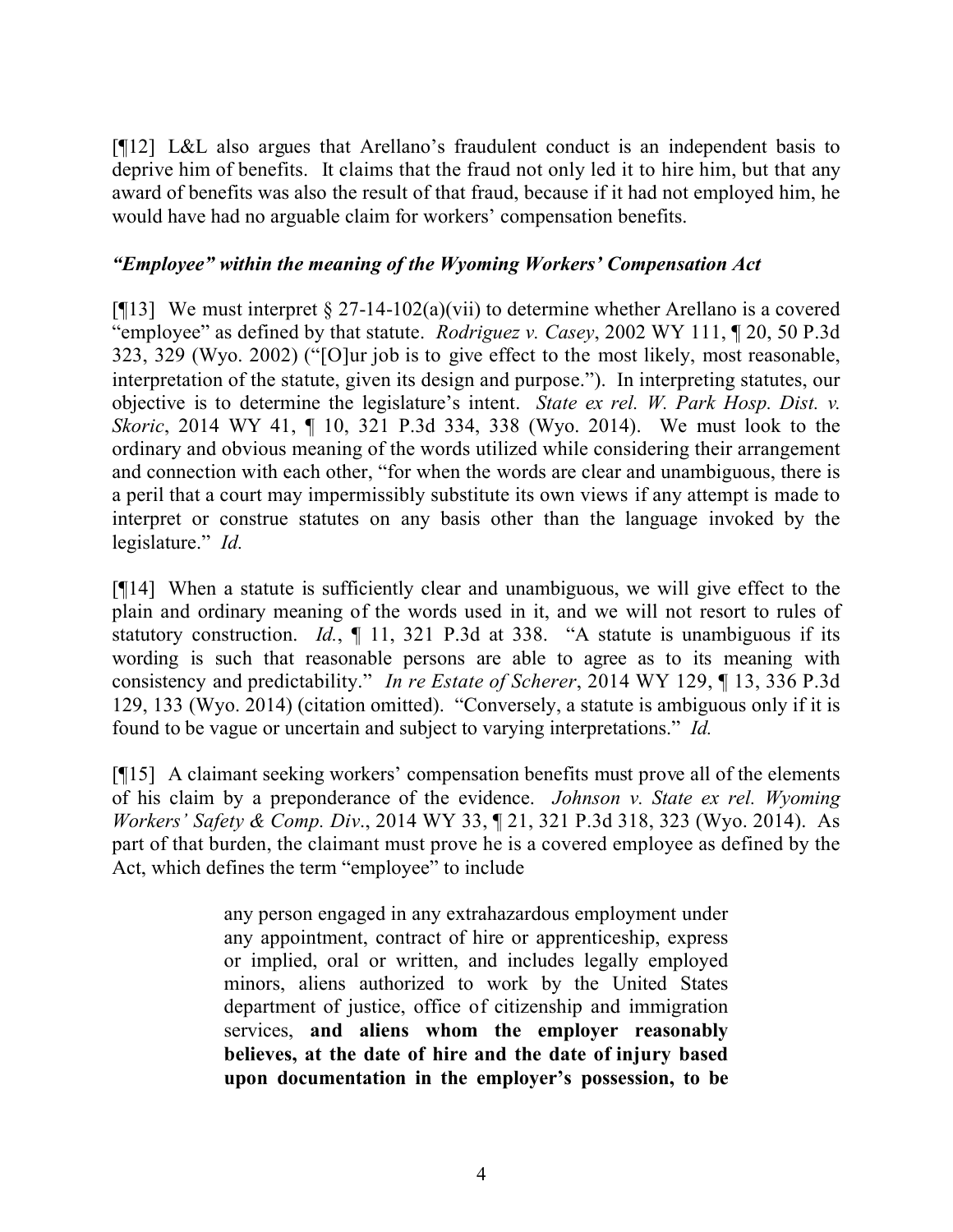[¶12] L&L also argues that Arellano's fraudulent conduct is an independent basis to deprive him of benefits. It claims that the fraud not only led it to hire him, but that any award of benefits was also the result of that fraud, because if it had not employed him, he would have had no arguable claim for workers' compensation benefits.

### *"Employee" within the meaning of the Wyoming Workers' Compensation Act*

[¶13] We must interpret § 27-14-102(a)(vii) to determine whether Arellano is a covered "employee" as defined by that statute. *Rodriguez v. Casey*, 2002 WY 111, ¶ 20, 50 P.3d 323, 329 (Wyo. 2002) ("[O]ur job is to give effect to the most likely, most reasonable, interpretation of the statute, given its design and purpose."). In interpreting statutes, our objective is to determine the legislature's intent. *State ex rel. W. Park Hosp. Dist. v. Skoric*, 2014 WY 41, ¶ 10, 321 P.3d 334, 338 (Wyo. 2014). We must look to the ordinary and obvious meaning of the words utilized while considering their arrangement and connection with each other, "for when the words are clear and unambiguous, there is a peril that a court may impermissibly substitute its own views if any attempt is made to interpret or construe statutes on any basis other than the language invoked by the legislature." *Id.*

[¶14] When a statute is sufficiently clear and unambiguous, we will give effect to the plain and ordinary meaning of the words used in it, and we will not resort to rules of statutory construction. *Id.*, ¶ 11, 321 P.3d at 338. "A statute is unambiguous if its wording is such that reasonable persons are able to agree as to its meaning with consistency and predictability." *In re Estate of Scherer*, 2014 WY 129, ¶ 13, 336 P.3d 129, 133 (Wyo. 2014) (citation omitted). "Conversely, a statute is ambiguous only if it is found to be vague or uncertain and subject to varying interpretations." *Id.*

[¶15] A claimant seeking workers' compensation benefits must prove all of the elements of his claim by a preponderance of the evidence. *Johnson v. State ex rel. Wyoming Workers' Safety & Comp. Div.*, 2014 WY 33, ¶ 21, 321 P.3d 318, 323 (Wyo. 2014). As part of that burden, the claimant must prove he is a covered employee as defined by the Act, which defines the term "employee" to include

> any person engaged in any extrahazardous employment under any appointment, contract of hire or apprenticeship, express or implied, oral or written, and includes legally employed minors, aliens authorized to work by the United States department of justice, office of citizenship and immigration services, **and aliens whom the employer reasonably believes, at the date of hire and the date of injury based upon documentation in the employer's possession, to be**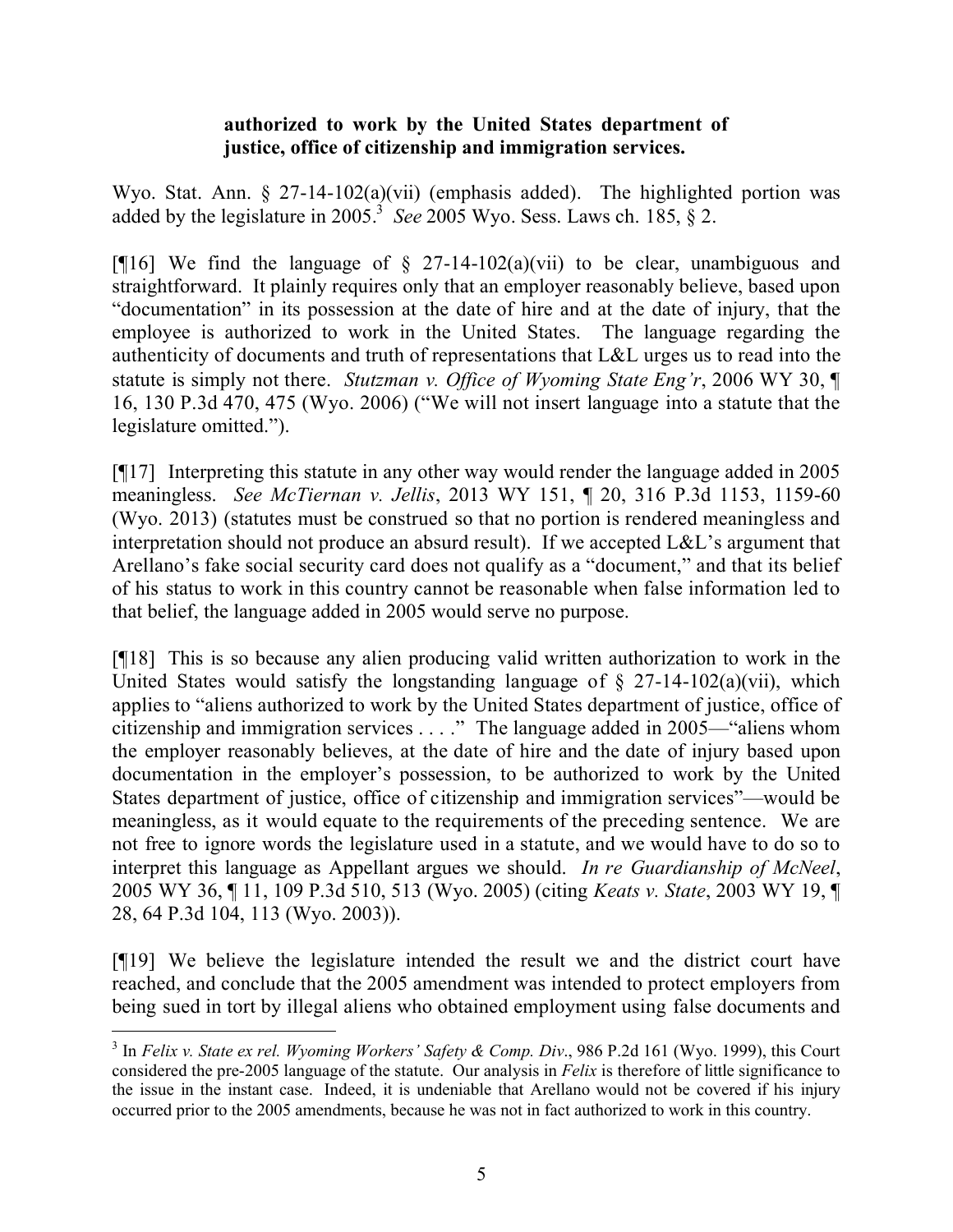**authorized to work by the United States department of justice, office of citizenship and immigration services.**

Wyo. Stat. Ann. § 27-14-102(a)(vii) (emphasis added). The highlighted portion was added by the legislature in 2005.[3] *See* 2005 Wyo. Sess. Laws ch. 185, § 2.

[¶16] We find the language of § 27-14-102(a)(vii) to be clear, unambiguous and straightforward. It plainly requires only that an employer reasonably believe, based upon "documentation" in its possession at the date of hire and at the date of injury, that the employee is authorized to work in the United States. The language regarding the authenticity of documents and truth of representations that L&L urges us to read into the statute is simply not there. *Stutzman v. Office of Wyoming State Eng'r*, 2006 WY 30, ¶ 16, 130 P.3d 470, 475 (Wyo. 2006) ("We will not insert language into a statute that the legislature omitted.").

[¶17] Interpreting this statute in any other way would render the language added in 2005 meaningless. *See McTiernan v. Jellis*, 2013 WY 151, ¶ 20, 316 P.3d 1153, 1159-60 (Wyo. 2013) (statutes must be construed so that no portion is rendered meaningless and interpretation should not produce an absurd result). If we accepted L&L's argument that Arellano's fake social security card does not qualify as a "document," and that its belief of his status to work in this country cannot be reasonable when false information led to that belief, the language added in 2005 would serve no purpose.

[¶18] This is so because any alien producing valid written authorization to work in the United States would satisfy the longstanding language of § 27-14-102(a)(vii), which applies to "aliens authorized to work by the United States department of justice, office of citizenship and immigration services . . . ." The language added in 2005—"aliens whom the employer reasonably believes, at the date of hire and the date of injury based upon documentation in the employer's possession, to be authorized to work by the United States department of justice, office of citizenship and immigration services"—would be meaningless, as it would equate to the requirements of the preceding sentence. We are not free to ignore words the legislature used in a statute, and we would have to do so to interpret this language as Appellant argues we should. *In re Guardianship of McNeel*, 2005 WY 36, ¶ 11, 109 P.3d 510, 513 (Wyo. 2005) (citing *Keats v. State*, 2003 WY 19, ¶ 28, 64 P.3d 104, 113 (Wyo. 2003)).

[¶19] We believe the legislature intended the result we and the district court have reached, and conclude that the 2005 amendment was intended to protect employers from being sued in tort by illegal aliens who obtained employment using false documents and

---

[3] In *Felix v. State ex rel. Wyoming Workers' Safety & Comp. Div*., 986 P.2d 161 (Wyo. 1999), this Court considered the pre-2005 language of the statute. Our analysis in *Felix* is therefore of little significance to the issue in the instant case. Indeed, it is undeniable that Arellano would not be covered if his injury occurred prior to the 2005 amendments, because he was not in fact authorized to work in this country.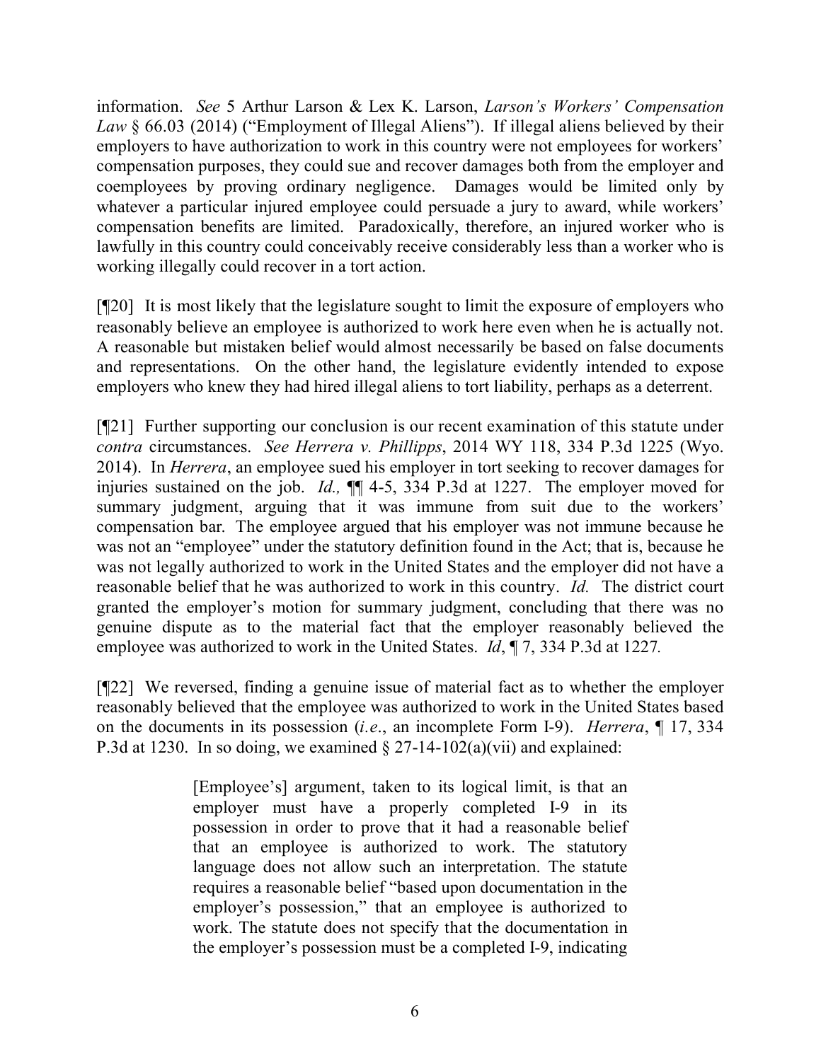information. *See* 5 Arthur Larson & Lex K. Larson, *Larson's Workers' Compensation Law* § 66.03 (2014) ("Employment of Illegal Aliens"). If illegal aliens believed by their employers to have authorization to work in this country were not employees for workers' compensation purposes, they could sue and recover damages both from the employer and coemployees by proving ordinary negligence. Damages would be limited only by whatever a particular injured employee could persuade a jury to award, while workers' compensation benefits are limited. Paradoxically, therefore, an injured worker who is lawfully in this country could conceivably receive considerably less than a worker who is working illegally could recover in a tort action.

[¶20] It is most likely that the legislature sought to limit the exposure of employers who reasonably believe an employee is authorized to work here even when he is actually not. A reasonable but mistaken belief would almost necessarily be based on false documents and representations. On the other hand, the legislature evidently intended to expose employers who knew they had hired illegal aliens to tort liability, perhaps as a deterrent.

[¶21] Further supporting our conclusion is our recent examination of this statute under *contra* circumstances. *See Herrera v. Phillipps*, 2014 WY 118, 334 P.3d 1225 (Wyo. 2014). In *Herrera*, an employee sued his employer in tort seeking to recover damages for injuries sustained on the job. *Id.,* ¶¶ 4-5, 334 P.3d at 1227. The employer moved for summary judgment, arguing that it was immune from suit due to the workers' compensation bar. The employee argued that his employer was not immune because he was not an "employee" under the statutory definition found in the Act; that is, because he was not legally authorized to work in the United States and the employer did not have a reasonable belief that he was authorized to work in this country. *Id.* The district court granted the employer's motion for summary judgment, concluding that there was no genuine dispute as to the material fact that the employer reasonably believed the employee was authorized to work in the United States. *Id*, ¶ 7, 334 P.3d at 1227.

[¶22] We reversed, finding a genuine issue of material fact as to whether the employer reasonably believed that the employee was authorized to work in the United States based on the documents in its possession (*i.e*., an incomplete Form I-9). *Herrera*, ¶ 17, 334 P.3d at 1230. In so doing, we examined § 27-14-102(a)(vii) and explained:

> [Employee's] argument, taken to its logical limit, is that an employer must have a properly completed I-9 in its possession in order to prove that it had a reasonable belief that an employee is authorized to work. The statutory language does not allow such an interpretation. The statute requires a reasonable belief "based upon documentation in the employer's possession," that an employee is authorized to work. The statute does not specify that the documentation in the employer's possession must be a completed I-9, indicating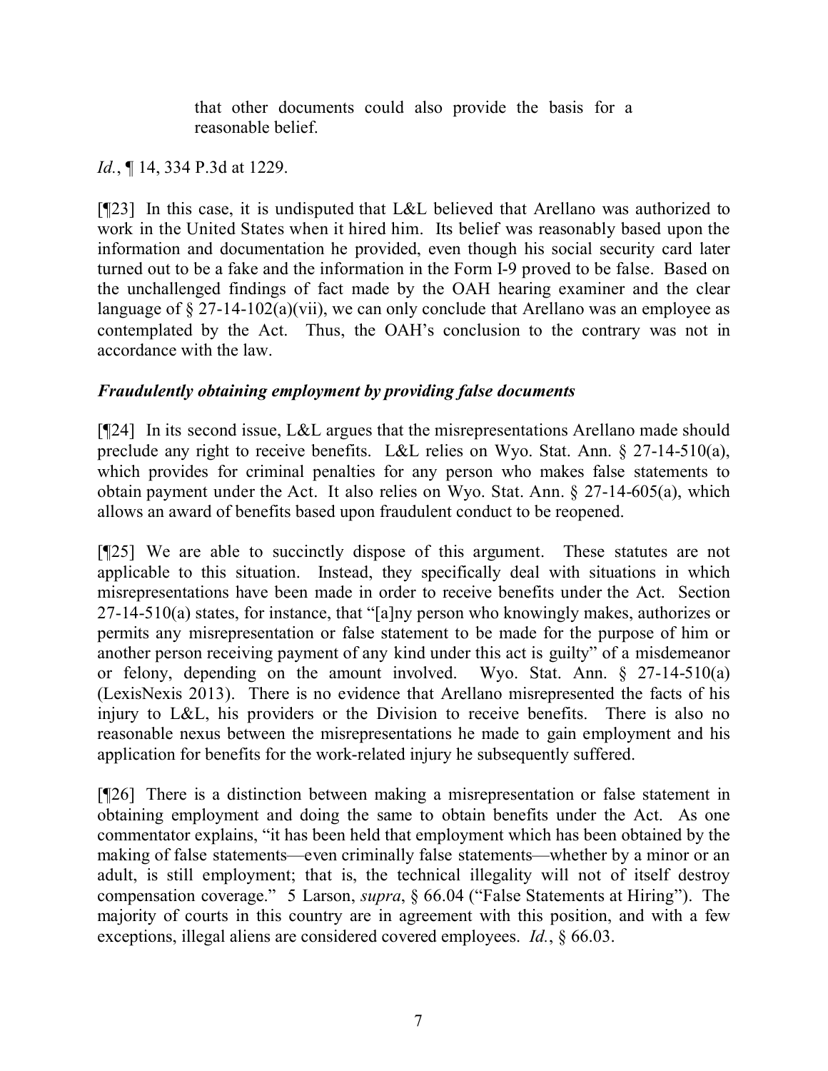> that other documents could also provide the basis for a reasonable belief.

*Id.*, ¶ 14, 334 P.3d at 1229.

[¶23] In this case, it is undisputed that L&L believed that Arellano was authorized to work in the United States when it hired him. Its belief was reasonably based upon the information and documentation he provided, even though his social security card later turned out to be a fake and the information in the Form I-9 proved to be false. Based on the unchallenged findings of fact made by the OAH hearing examiner and the clear language of § 27-14-102(a)(vii), we can only conclude that Arellano was an employee as contemplated by the Act. Thus, the OAH's conclusion to the contrary was not in accordance with the law.

***Fraudulently obtaining employment by providing false documents***

[¶24] In its second issue, L&L argues that the misrepresentations Arellano made should preclude any right to receive benefits. L&L relies on Wyo. Stat. Ann. § 27-14-510(a), which provides for criminal penalties for any person who makes false statements to obtain payment under the Act. It also relies on Wyo. Stat. Ann. § 27-14-605(a), which allows an award of benefits based upon fraudulent conduct to be reopened.

[¶25] We are able to succinctly dispose of this argument. These statutes are not applicable to this situation. Instead, they specifically deal with situations in which misrepresentations have been made in order to receive benefits under the Act. Section 27-14-510(a) states, for instance, that "[a]ny person who knowingly makes, authorizes or permits any misrepresentation or false statement to be made for the purpose of him or another person receiving payment of any kind under this act is guilty" of a misdemeanor or felony, depending on the amount involved. Wyo. Stat. Ann. § 27-14-510(a) (LexisNexis 2013). There is no evidence that Arellano misrepresented the facts of his injury to L&L, his providers or the Division to receive benefits. There is also no reasonable nexus between the misrepresentations he made to gain employment and his application for benefits for the work-related injury he subsequently suffered.

[¶26] There is a distinction between making a misrepresentation or false statement in obtaining employment and doing the same to obtain benefits under the Act. As one commentator explains, "it has been held that employment which has been obtained by the making of false statements—even criminally false statements—whether by a minor or an adult, is still employment; that is, the technical illegality will not of itself destroy compensation coverage." 5 Larson, *supra*, § 66.04 ("False Statements at Hiring"). The majority of courts in this country are in agreement with this position, and with a few exceptions, illegal aliens are considered covered employees. *Id.*, § 66.03.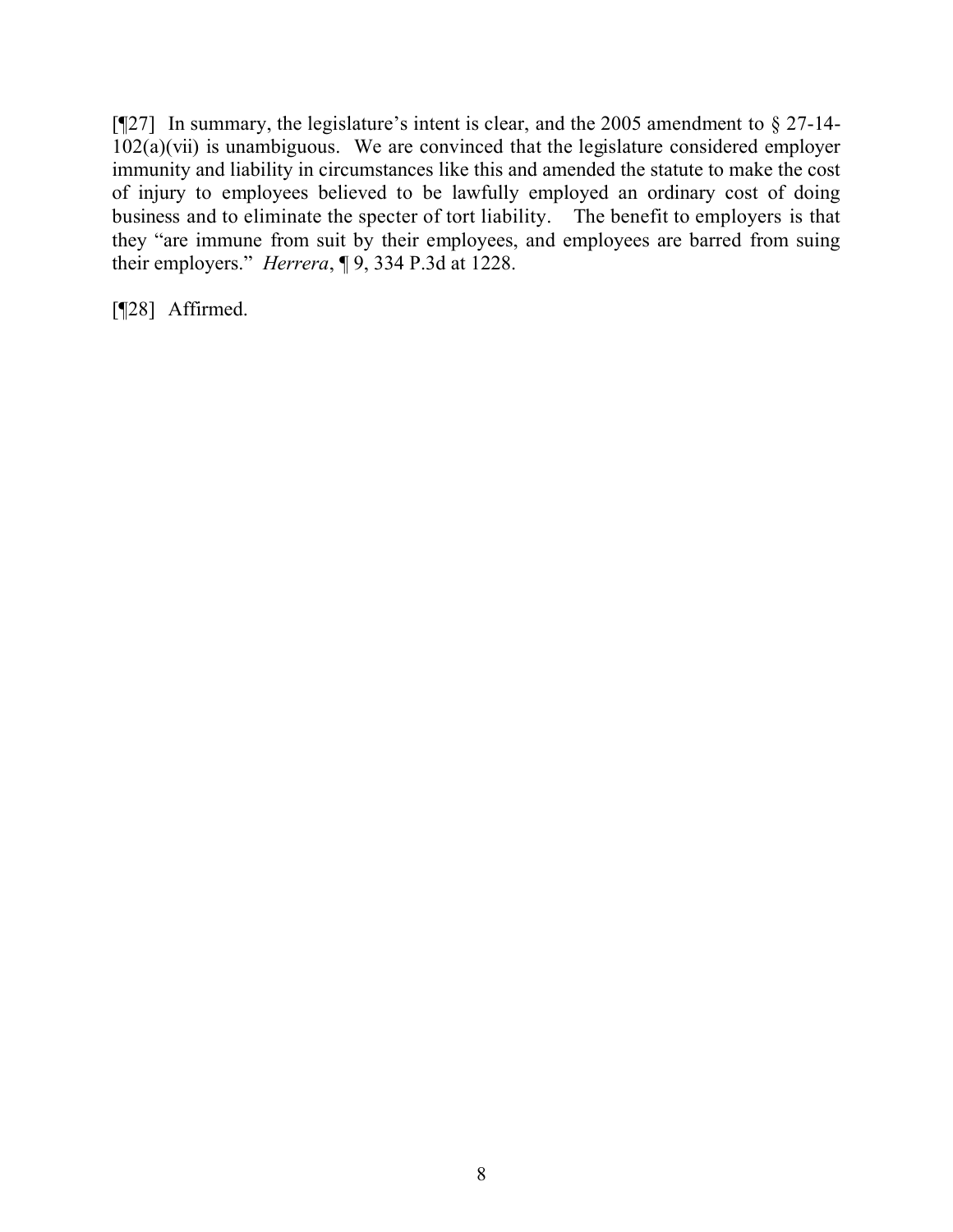[¶27] In summary, the legislature's intent is clear, and the 2005 amendment to § 27-14-102(a)(vii) is unambiguous. We are convinced that the legislature considered employer immunity and liability in circumstances like this and amended the statute to make the cost of injury to employees believed to be lawfully employed an ordinary cost of doing business and to eliminate the specter of tort liability. The benefit to employers is that they "are immune from suit by their employees, and employees are barred from suing their employers." *Herrera*, ¶ 9, 334 P.3d at 1228.

[¶28] Affirmed.